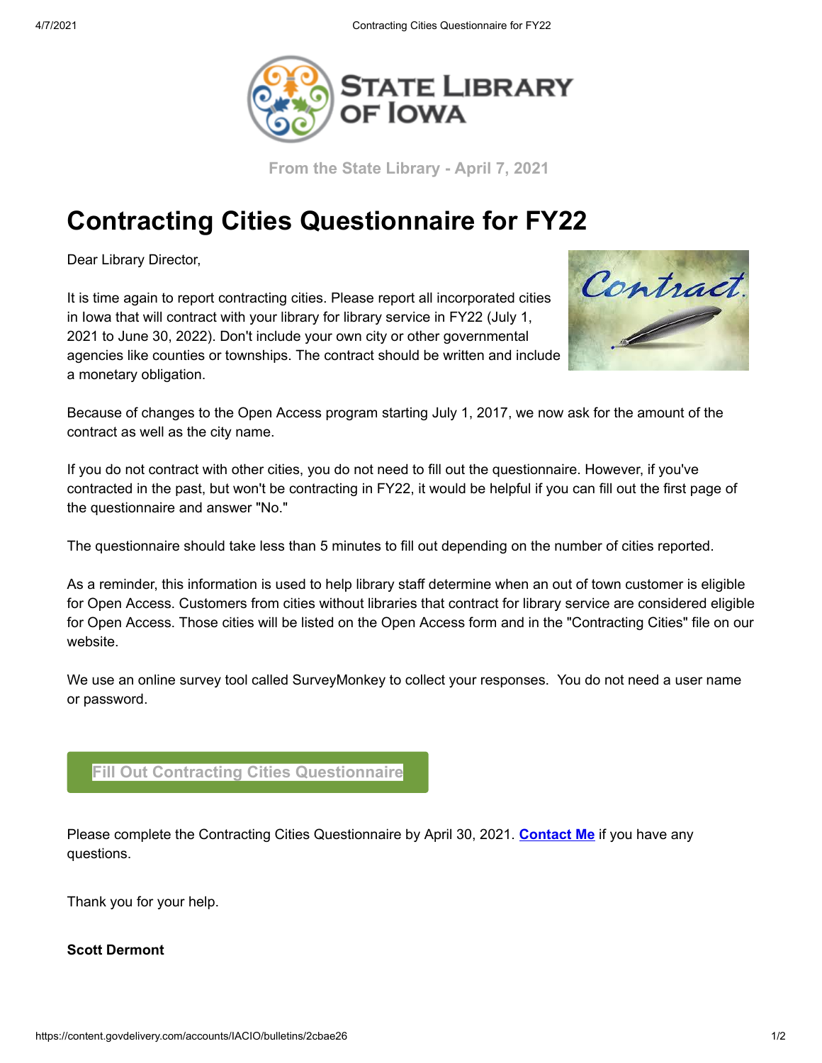From the State Library - April 7, 2021

# Contracting Cities Questionnaire for FY22

Dear Library Director,

It is time again to report contracting cities. Please report all incorporated cities in Iowa that will contract with your library for library service in FY22 (July 1, 2021 to June 30, 2022). Don't include your own city or other governmental agencies like counties or townships. The contract should be written and include a monetary obligation.

Because of changes to the Open Access program starting July 1, 2017, we now ask for the amount of the contract as well as the city name.

If you do not contract with other cities, you do not need to fill out the questionnaire. However, if you've contracted in the past, but won't be contracting in FY22, it would be helpful if you can fill out the first page of the questionnaire and answer "No."

The questionnaire should take less than 5 minutes to fill out depending on the number of cities reported.

As a reminder, this information is used to help library staff determine when an out of town customer is eligible for Open Access. Customers from cities without libraries that contract for library service are considered eligible for Open Access. Those cities will be listed on the Open Access form and in the "Contracting Cities" file on our website.

We use an online survey tool called SurveyMonkey to collect your responses. You do not need a user name or password.

**Fill Out Contracting Cities Questionnaire**

Please complete the Contracting Cities Questionnaire by April 30, 2021. **Contact Me** if you have any questions.

Thank you for your help.

**Scott Dermont**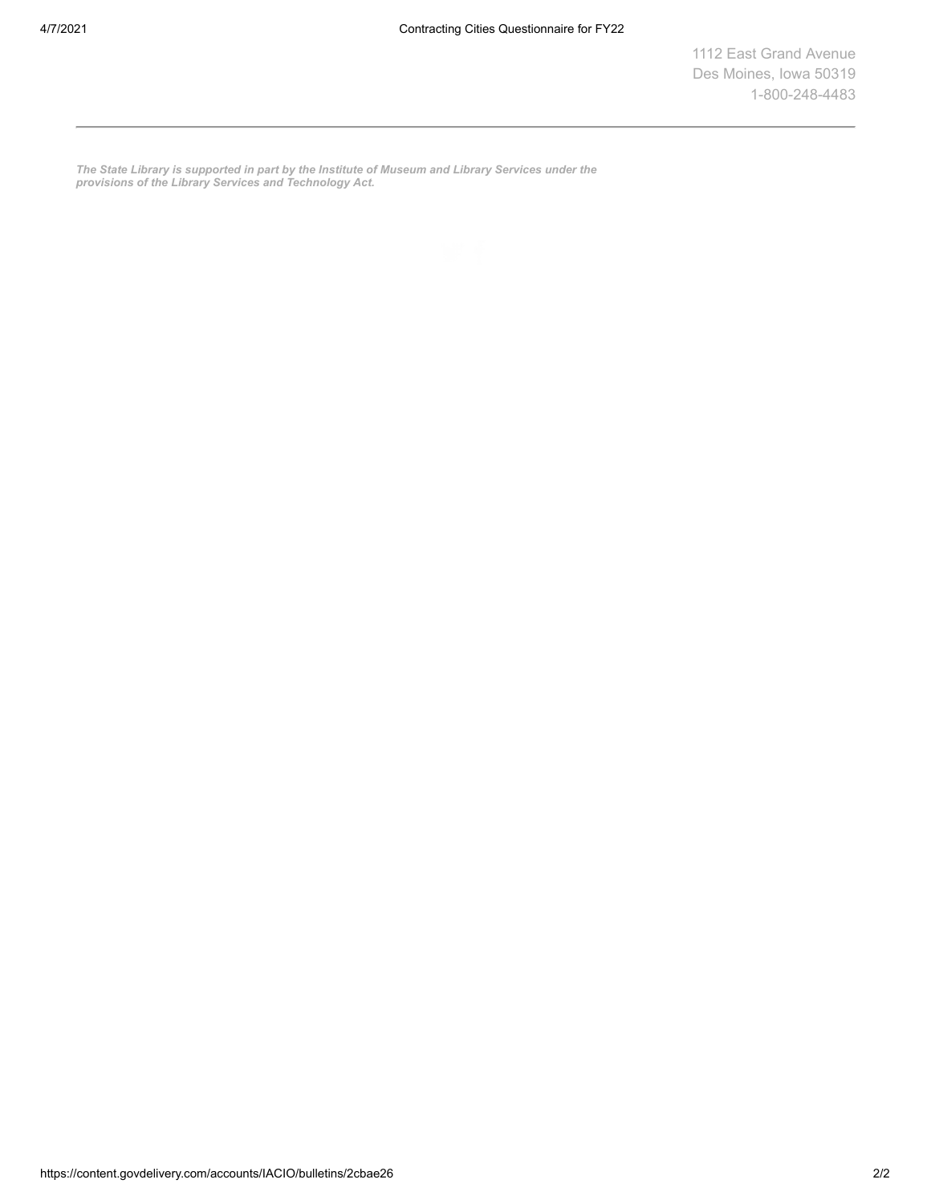1112 East Grand Avenue
Des Moines, Iowa 50319
1-800-248-4483

---

***The State Library is supported in part by the Institute of Museum and Library Services under the provisions of the Library Services and Technology Act.***